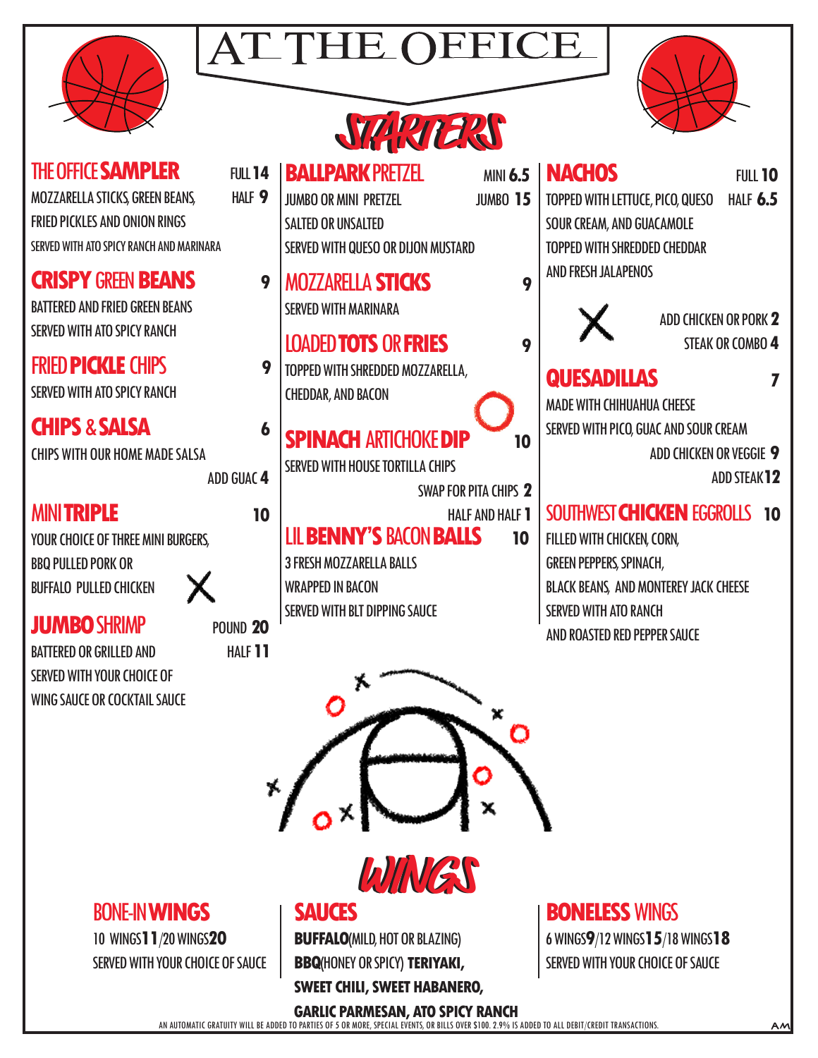# AT THE OFFICE

## STARTERS

### THE OFFICE SAMPLER
FULL 14 / HALF 9

MOZZARELLA STICKS, GREEN BEANS, FRIED PICKLES AND ONION RINGS

SERVED WITH ATO SPICY RANCH AND MARINARA

### CRISPY GREEN BEANS — 9
BATTERED AND FRIED GREEN BEANS

SERVED WITH ATO SPICY RANCH

### FRIED PICKLE CHIPS — 9
SERVED WITH ATO SPICY RANCH

### CHIPS & SALSA — 6
CHIPS WITH OUR HOME MADE SALSA

ADD GUAC 4

### MINI TRIPLE — 10
YOUR CHOICE OF THREE MINI BURGERS, BBQ PULLED PORK OR BUFFALO PULLED CHICKEN

### JUMBO SHRIMP
POUND 20 / HALF 11

BATTERED OR GRILLED AND SERVED WITH YOUR CHOICE OF WING SAUCE OR COCKTAIL SAUCE

### BALLPARK PRETZEL
MINI 6.5 / JUMBO 15

JUMBO OR MINI PRETZEL

SALTED OR UNSALTED

SERVED WITH QUESO OR DIJON MUSTARD

### MOZZARELLA STICKS — 9
SERVED WITH MARINARA

### LOADED TOTS OR FRIES — 9
TOPPED WITH SHREDDED MOZZARELLA, CHEDDAR, AND BACON

### SPINACH ARTICHOKE DIP — 10
SERVED WITH HOUSE TORTILLA CHIPS

SWAP FOR PITA CHIPS 2

HALF AND HALF 1

### LIL BENNY'S BACON BALLS — 10
3 FRESH MOZZARELLA BALLS WRAPPED IN BACON

SERVED WITH BLT DIPPING SAUCE

### NACHOS
FULL 10 / HALF 6.5

TOPPED WITH LETTUCE, PICO, QUESO SOUR CREAM, AND GUACAMOLE

TOPPED WITH SHREDDED CHEDDAR AND FRESH JALAPENOS

ADD CHICKEN OR PORK 2

STEAK OR COMBO 4

### QUESADILLAS — 7
MADE WITH CHIHUAHUA CHEESE

SERVED WITH PICO, GUAC AND SOUR CREAM

ADD CHICKEN OR VEGGIE 9

ADD STEAK 12

### SOUTHWEST CHICKEN EGGROLLS — 10
FILLED WITH CHICKEN, CORN, GREEN PEPPERS, SPINACH, BLACK BEANS, AND MONTEREY JACK CHEESE

SERVED WITH ATO RANCH AND ROASTED RED PEPPER SAUCE

## WINGS

### BONE-IN WINGS
10 WINGS 11 / 20 WINGS 20

SERVED WITH YOUR CHOICE OF SAUCE

### SAUCES
**BUFFALO** (MILD, HOT OR BLAZING)

**BBQ** (HONEY OR SPICY) **TERIYAKI, SWEET CHILI, SWEET HABANERO, GARLIC PARMESAN, ATO SPICY RANCH**

### BONELESS WINGS
6 WINGS 9 / 12 WINGS 15 / 18 WINGS 18

SERVED WITH YOUR CHOICE OF SAUCE

AN AUTOMATIC GRATUITY WILL BE ADDED TO PARTIES OF 5 OR MORE, SPECIAL EVENTS, OR BILLS OVER $100. 2.9% IS ADDED TO ALL DEBIT/CREDIT TRANSACTIONS.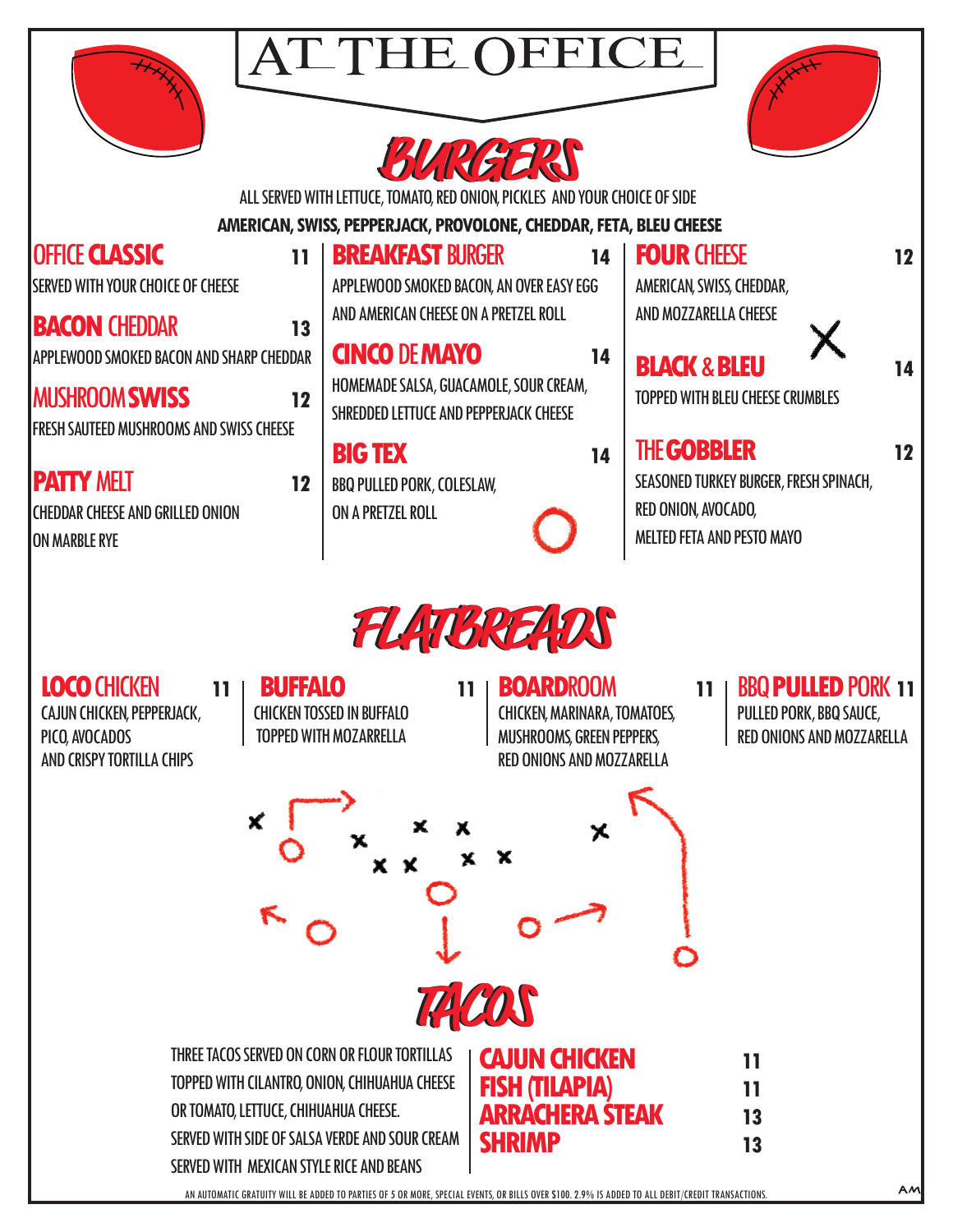# AT THE OFFICE

## BURGERS

ALL SERVED WITH LETTUCE, TOMATO, RED ONION, PICKLES AND YOUR CHOICE OF SIDE

**AMERICAN, SWISS, PEPPERJACK, PROVOLONE, CHEDDAR, FETA, BLEU CHEESE**

### OFFICE **CLASSIC** 11
SERVED WITH YOUR CHOICE OF CHEESE

### **BACON** CHEDDAR 13
APPLEWOOD SMOKED BACON AND SHARP CHEDDAR

### MUSHROOM **SWISS** 12
FRESH SAUTEED MUSHROOMS AND SWISS CHEESE

### **PATTY** MELT 12
CHEDDAR CHEESE AND GRILLED ONION ON MARBLE RYE

### **BREAKFAST** BURGER 14
APPLEWOOD SMOKED BACON, AN OVER EASY EGG AND AMERICAN CHEESE ON A PRETZEL ROLL

### **CINCO** DE **MAYO** 14
HOMEMADE SALSA, GUACAMOLE, SOUR CREAM, SHREDDED LETTUCE AND PEPPERJACK CHEESE

### **BIG TEX** 14
BBQ PULLED PORK, COLESLAW, ON A PRETZEL ROLL

### **FOUR** CHEESE 12
AMERICAN, SWISS, CHEDDAR, AND MOZZARELLA CHEESE

### **BLACK** & **BLEU** 14
TOPPED WITH BLEU CHEESE CRUMBLES

### THE **GOBBLER** 12
SEASONED TURKEY BURGER, FRESH SPINACH, RED ONION, AVOCADO, MELTED FETA AND PESTO MAYO

## FLATBREADS

### **LOCO** CHICKEN 11
CAJUN CHICKEN, PEPPERJACK, PICO, AVOCADOS AND CRISPY TORTILLA CHIPS

### **BUFFALO** 11
CHICKEN TOSSED IN BUFFALO TOPPED WITH MOZZARELLA

### **BOARD**ROOM 11
CHICKEN, MARINARA, TOMATOES, MUSHROOMS, GREEN PEPPERS, RED ONIONS AND MOZZARELLA

### BBQ **PULLED** PORK 11
PULLED PORK, BBQ SAUCE, RED ONIONS AND MOZZARELLA

## TACOS

THREE TACOS SERVED ON CORN OR FLOUR TORTILLAS TOPPED WITH CILANTRO, ONION, CHIHUAHUA CHEESE OR TOMATO, LETTUCE, CHIHUAHUA CHEESE. SERVED WITH SIDE OF SALSA VERDE AND SOUR CREAM SERVED WITH MEXICAN STYLE RICE AND BEANS

**CAJUN CHICKEN** 11
**FISH (TILAPIA)** 11
**ARRACHERA STEAK** 13
**SHRIMP** 13

AN AUTOMATIC GRATUITY WILL BE ADDED TO PARTIES OF 5 OR MORE, SPECIAL EVENTS, OR BILLS OVER $100. 2.9% IS ADDED TO ALL DEBIT/CREDIT TRANSACTIONS.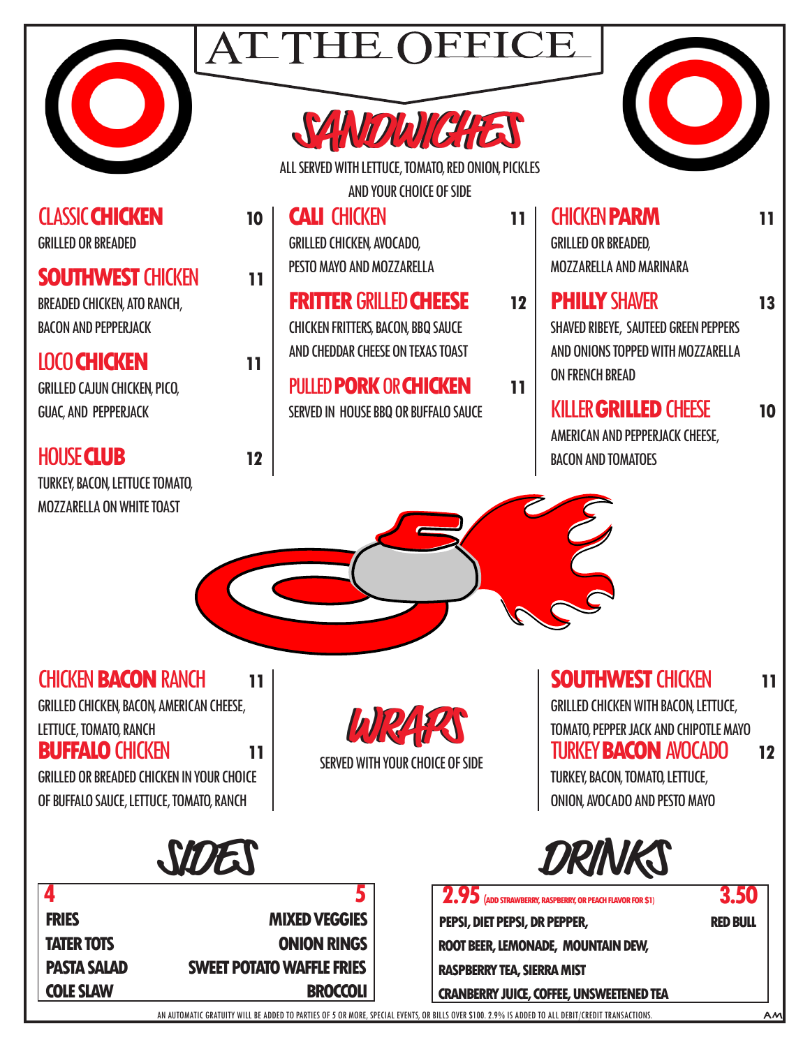# AT THE OFFICE

## SANDWICHES

ALL SERVED WITH LETTUCE, TOMATO, RED ONION, PICKLES AND YOUR CHOICE OF SIDE

### CLASSIC **CHICKEN** — 10
GRILLED OR BREADED

### **SOUTHWEST** CHICKEN — 11
BREADED CHICKEN, ATO RANCH, BACON AND PEPPERJACK

### LOCO **CHICKEN** — 11
GRILLED CAJUN CHICKEN, PICO, GUAC, AND PEPPERJACK

### HOUSE **CLUB** — 12
TURKEY, BACON, LETTUCE TOMATO, MOZZARELLA ON WHITE TOAST

### **CALI** CHICKEN — 11
GRILLED CHICKEN, AVOCADO, PESTO MAYO AND MOZZARELLA

### **FRITTER** GRILLED **CHEESE** — 12
CHICKEN FRITTERS, BACON, BBQ SAUCE AND CHEDDAR CHEESE ON TEXAS TOAST

### PULLED **PORK** OR **CHICKEN** — 11
SERVED IN HOUSE BBQ OR BUFFALO SAUCE

### CHICKEN **PARM** — 11
GRILLED OR BREADED, MOZZARELLA AND MARINARA

### **PHILLY** SHAVER — 13
SHAVED RIBEYE, SAUTEED GREEN PEPPERS AND ONIONS TOPPED WITH MOZZARELLA ON FRENCH BREAD

### KILLER **GRILLED** CHEESE — 10
AMERICAN AND PEPPERJACK CHEESE, BACON AND TOMATOES

## WRAPS

SERVED WITH YOUR CHOICE OF SIDE

### CHICKEN **BACON** RANCH — 11
GRILLED CHICKEN, BACON, AMERICAN CHEESE, LETTUCE, TOMATO, RANCH

### **BUFFALO** CHICKEN — 11
GRILLED OR BREADED CHICKEN IN YOUR CHOICE OF BUFFALO SAUCE, LETTUCE, TOMATO, RANCH

### **SOUTHWEST** CHICKEN — 11
GRILLED CHICKEN WITH BACON, LETTUCE, TOMATO, PEPPER JACK AND CHIPOTLE MAYO

### TURKEY **BACON** AVOCADO — 12
TURKEY, BACON, TOMATO, LETTUCE, ONION, AVOCADO AND PESTO MAYO

## SIDES

| 4 | 5 |
|---|---|
| FRIES | MIXED VEGGIES |
| TATER TOTS | ONION RINGS |
| PASTA SALAD | SWEET POTATO WAFFLE FRIES |
| COLE SLAW | BROCCOLI |

## DRINKS

| 2.95 (ADD STRAWBERRY, RASPBERRY, OR PEACH FLAVOR FOR $1) | 3.50 |
|---|---|
| PEPSI, DIET PEPSI, DR PEPPER, | RED BULL |
| ROOT BEER, LEMONADE, MOUNTAIN DEW, | |
| RASPBERRY TEA, SIERRA MIST | |
| CRANBERRY JUICE, COFFEE, UNSWEETENED TEA | |

AN AUTOMATIC GRATUITY WILL BE ADDED TO PARTIES OF 5 OR MORE, SPECIAL EVENTS, OR BILLS OVER $100. 2.9% IS ADDED TO ALL DEBIT/CREDIT TRANSACTIONS.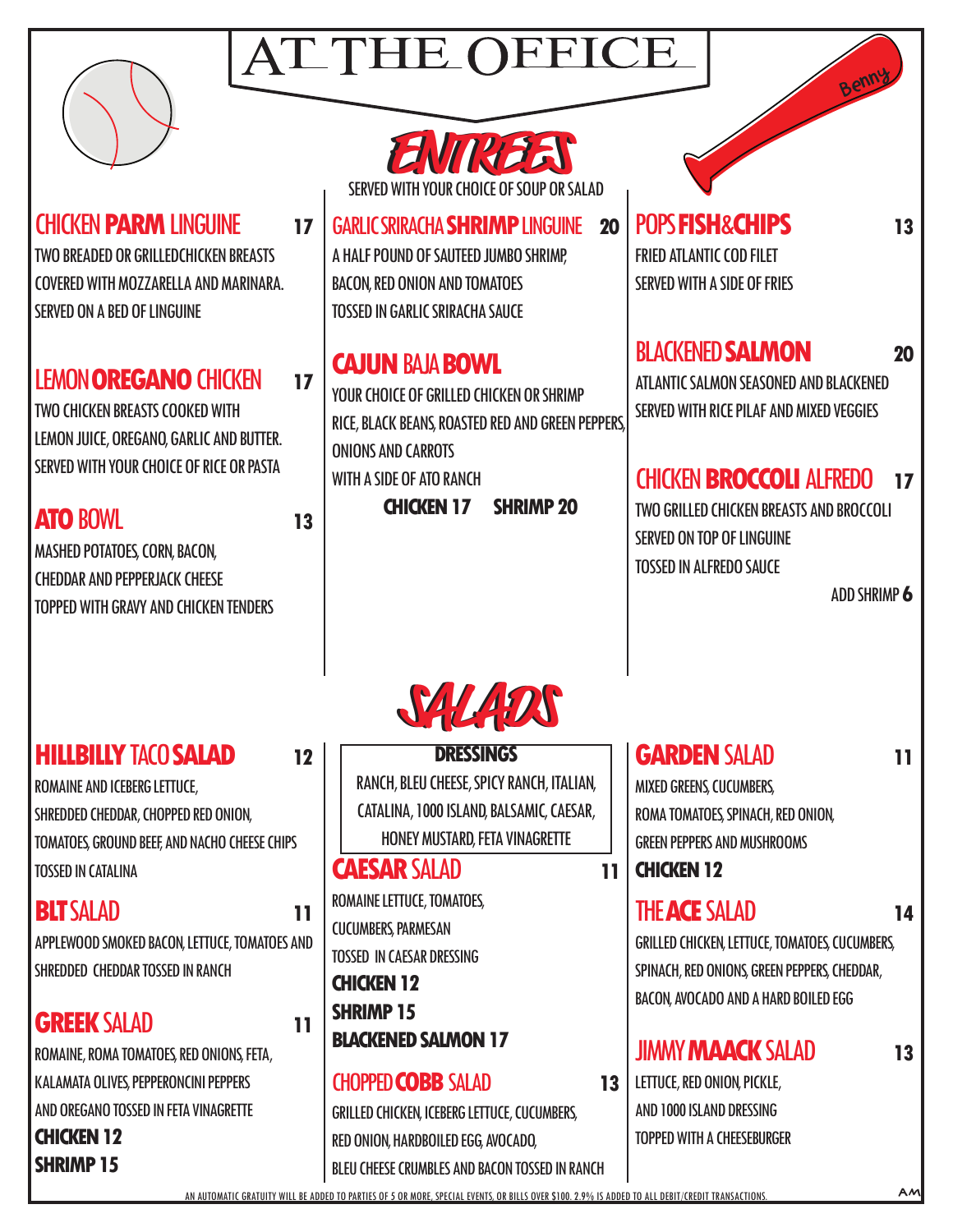# AT THE OFFICE

Benny

## ENTREES

SERVED WITH YOUR CHOICE OF SOUP OR SALAD

### CHICKEN **PARM** LINGUINE 17

TWO BREADED OR GRILLEDCHICKEN BREASTS COVERED WITH MOZZARELLA AND MARINARA. SERVED ON A BED OF LINGUINE

### LEMON **OREGANO** CHICKEN 17

TWO CHICKEN BREASTS COOKED WITH LEMON JUICE, OREGANO, GARLIC AND BUTTER. SERVED WITH YOUR CHOICE OF RICE OR PASTA

### **ATO** BOWL 13

MASHED POTATOES, CORN, BACON, CHEDDAR AND PEPPERJACK CHEESE TOPPED WITH GRAVY AND CHICKEN TENDERS

### GARLIC SRIRACHA **SHRIMP** LINGUINE 20

A HALF POUND OF SAUTEED JUMBO SHRIMP, BACON, RED ONION AND TOMATOES TOSSED IN GARLIC SRIRACHA SAUCE

### **CAJUN** BAJA **BOWL**

YOUR CHOICE OF GRILLED CHICKEN OR SHRIMP RICE, BLACK BEANS, ROASTED RED AND GREEN PEPPERS, ONIONS AND CARROTS WITH A SIDE OF ATO RANCH

**CHICKEN 17 SHRIMP 20**

### POPS **FISH&CHIPS** 13

FRIED ATLANTIC COD FILET SERVED WITH A SIDE OF FRIES

### BLACKENED **SALMON** 20

ATLANTIC SALMON SEASONED AND BLACKENED SERVED WITH RICE PILAF AND MIXED VEGGIES

### CHICKEN **BROCCOLI** ALFREDO 17

TWO GRILLED CHICKEN BREASTS AND BROCCOLI SERVED ON TOP OF LINGUINE TOSSED IN ALFREDO SAUCE

ADD SHRIMP **6**

## SALADS

### **HILLBILLY** TACO **SALAD** 12

ROMAINE AND ICEBERG LETTUCE, SHREDDED CHEDDAR, CHOPPED RED ONION, TOMATOES, GROUND BEEF, AND NACHO CHEESE CHIPS TOSSED IN CATALINA

### **BLT** SALAD 11

APPLEWOOD SMOKED BACON, LETTUCE, TOMATOES AND SHREDDED CHEDDAR TOSSED IN RANCH

### **GREEK** SALAD 11

ROMAINE, ROMA TOMATOES, RED ONIONS, FETA, KALAMATA OLIVES, PEPPERONCINI PEPPERS AND OREGANO TOSSED IN FETA VINAGRETTE

**CHICKEN 12**
**SHRIMP 15**

**DRESSINGS**

RANCH, BLEU CHEESE, SPICY RANCH, ITALIAN, CATALINA, 1000 ISLAND, BALSAMIC, CAESAR, HONEY MUSTARD, FETA VINAGRETTE

### **CAESAR** SALAD 11

ROMAINE LETTUCE, TOMATOES, CUCUMBERS, PARMESAN TOSSED IN CAESAR DRESSING

**CHICKEN 12**
**SHRIMP 15**
**BLACKENED SALMON 17**

### CHOPPED **COBB** SALAD 13

GRILLED CHICKEN, ICEBERG LETTUCE, CUCUMBERS, RED ONION, HARDBOILED EGG, AVOCADO, BLEU CHEESE CRUMBLES AND BACON TOSSED IN RANCH

### **GARDEN** SALAD 11

MIXED GREENS, CUCUMBERS, ROMA TOMATOES, SPINACH, RED ONION, GREEN PEPPERS AND MUSHROOMS

**CHICKEN 12**

### THE **ACE** SALAD 14

GRILLED CHICKEN, LETTUCE, TOMATOES, CUCUMBERS, SPINACH, RED ONIONS, GREEN PEPPERS, CHEDDAR, BACON, AVOCADO AND A HARD BOILED EGG

### JIMMY **MAACK** SALAD 13

LETTUCE, RED ONION, PICKLE, AND 1000 ISLAND DRESSING TOPPED WITH A CHEESEBURGER

AN AUTOMATIC GRATUITY WILL BE ADDED TO PARTIES OF 5 OR MORE, SPECIAL EVENTS, OR BILLS OVER $100. 2.9% IS ADDED TO ALL DEBIT/CREDIT TRANSACTIONS.

AM